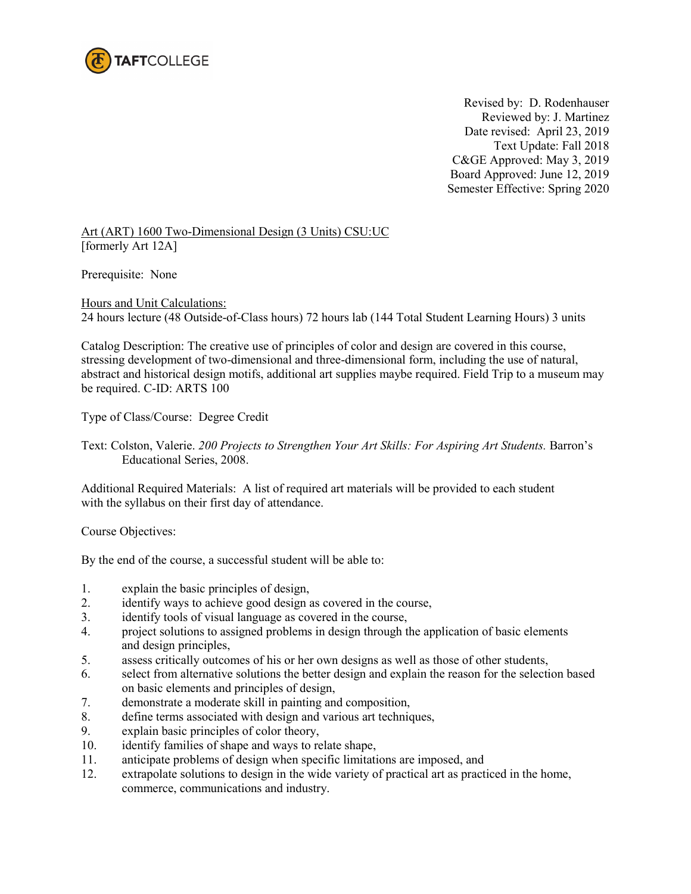TAFTCOLLEGE

Revised by: D. Rodenhauser
Reviewed by: J. Martinez
Date revised: April 23, 2019
Text Update: Fall 2018
C&GE Approved: May 3, 2019
Board Approved: June 12, 2019
Semester Effective: Spring 2020

Art (ART) 1600 Two-Dimensional Design (3 Units) CSU:UC
[formerly Art 12A]

Prerequisite: None

Hours and Unit Calculations:
24 hours lecture (48 Outside-of-Class hours) 72 hours lab (144 Total Student Learning Hours) 3 units

Catalog Description: The creative use of principles of color and design are covered in this course, stressing development of two-dimensional and three-dimensional form, including the use of natural, abstract and historical design motifs, additional art supplies maybe required. Field Trip to a museum may be required. C-ID: ARTS 100

Type of Class/Course: Degree Credit

Text: Colston, Valerie. *200 Projects to Strengthen Your Art Skills: For Aspiring Art Students.* Barron's Educational Series, 2008.

Additional Required Materials: A list of required art materials will be provided to each student with the syllabus on their first day of attendance.

Course Objectives:

By the end of the course, a successful student will be able to:

1. explain the basic principles of design,
2. identify ways to achieve good design as covered in the course,
3. identify tools of visual language as covered in the course,
4. project solutions to assigned problems in design through the application of basic elements and design principles,
5. assess critically outcomes of his or her own designs as well as those of other students,
6. select from alternative solutions the better design and explain the reason for the selection based on basic elements and principles of design,
7. demonstrate a moderate skill in painting and composition,
8. define terms associated with design and various art techniques,
9. explain basic principles of color theory,
10. identify families of shape and ways to relate shape,
11. anticipate problems of design when specific limitations are imposed, and
12. extrapolate solutions to design in the wide variety of practical art as practiced in the home, commerce, communications and industry.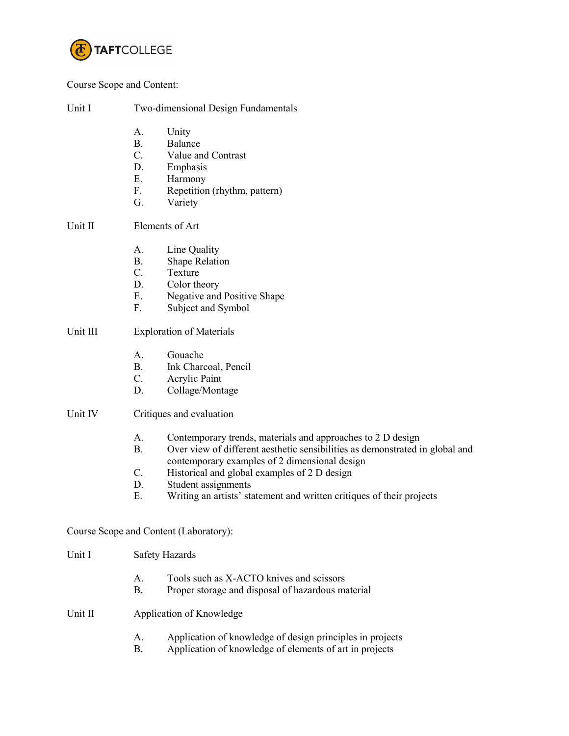Course Scope and Content:

Unit I Two-dimensional Design Fundamentals

A. Unity
B. Balance
C. Value and Contrast
D. Emphasis
E. Harmony
F. Repetition (rhythm, pattern)
G. Variety

Unit II Elements of Art

A. Line Quality
B. Shape Relation
C. Texture
D. Color theory
E. Negative and Positive Shape
F. Subject and Symbol

Unit III Exploration of Materials

A. Gouache
B. Ink Charcoal, Pencil
C. Acrylic Paint
D. Collage/Montage

Unit IV Critiques and evaluation

A. Contemporary trends, materials and approaches to 2 D design
B. Over view of different aesthetic sensibilities as demonstrated in global and contemporary examples of 2 dimensional design
C. Historical and global examples of 2 D design
D. Student assignments
E. Writing an artists' statement and written critiques of their projects

Course Scope and Content (Laboratory):

Unit I Safety Hazards

A. Tools such as X-ACTO knives and scissors
B. Proper storage and disposal of hazardous material

Unit II Application of Knowledge

A. Application of knowledge of design principles in projects
B. Application of knowledge of elements of art in projects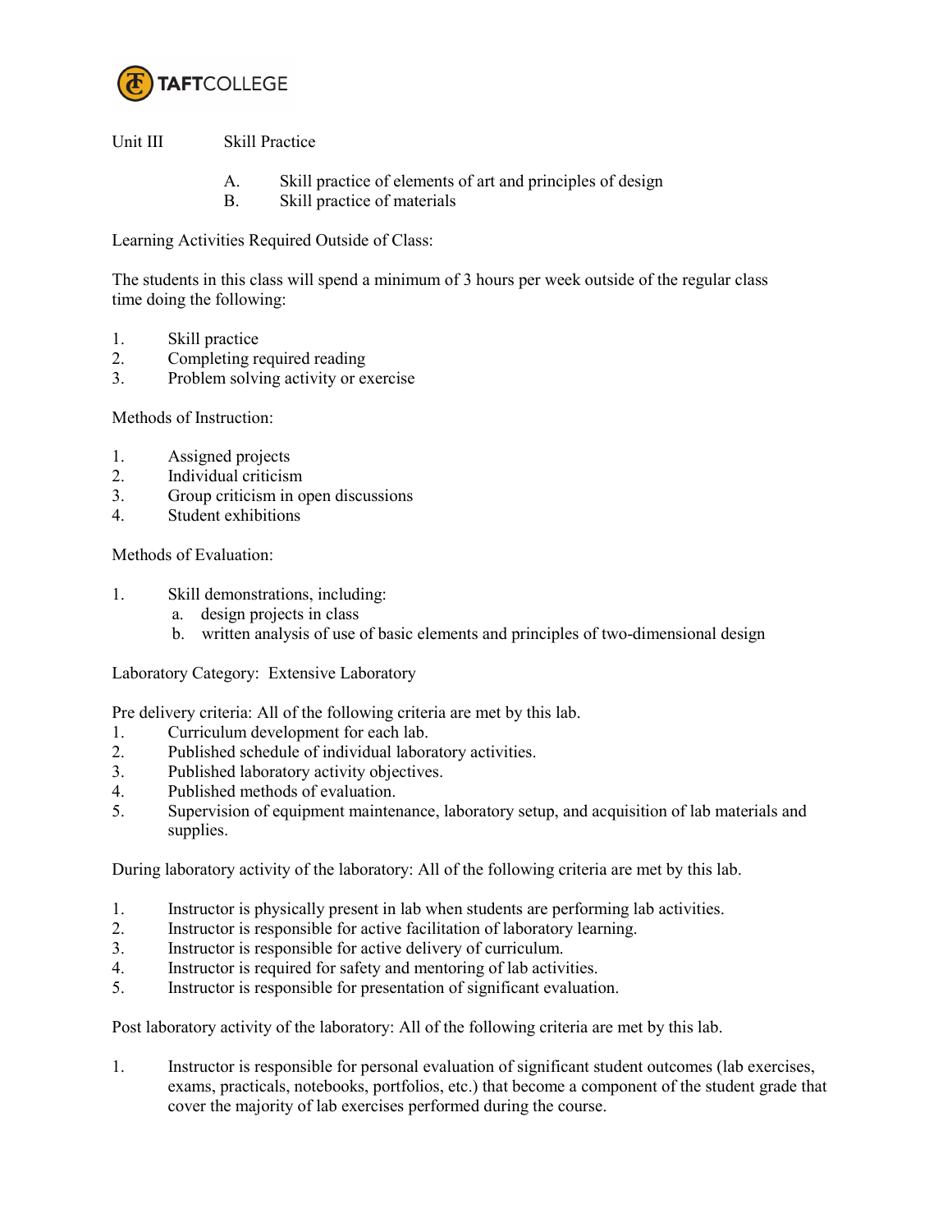Unit III Skill Practice

A. Skill practice of elements of art and principles of design
B. Skill practice of materials

Learning Activities Required Outside of Class:

The students in this class will spend a minimum of 3 hours per week outside of the regular class time doing the following:

1. Skill practice
2. Completing required reading
3. Problem solving activity or exercise

Methods of Instruction:

1. Assigned projects
2. Individual criticism
3. Group criticism in open discussions
4. Student exhibitions

Methods of Evaluation:

1. Skill demonstrations, including:
   a. design projects in class
   b. written analysis of use of basic elements and principles of two-dimensional design

Laboratory Category: Extensive Laboratory

Pre delivery criteria: All of the following criteria are met by this lab.

1. Curriculum development for each lab.
2. Published schedule of individual laboratory activities.
3. Published laboratory activity objectives.
4. Published methods of evaluation.
5. Supervision of equipment maintenance, laboratory setup, and acquisition of lab materials and supplies.

During laboratory activity of the laboratory: All of the following criteria are met by this lab.

1. Instructor is physically present in lab when students are performing lab activities.
2. Instructor is responsible for active facilitation of laboratory learning.
3. Instructor is responsible for active delivery of curriculum.
4. Instructor is required for safety and mentoring of lab activities.
5. Instructor is responsible for presentation of significant evaluation.

Post laboratory activity of the laboratory: All of the following criteria are met by this lab.

1. Instructor is responsible for personal evaluation of significant student outcomes (lab exercises, exams, practicals, notebooks, portfolios, etc.) that become a component of the student grade that cover the majority of lab exercises performed during the course.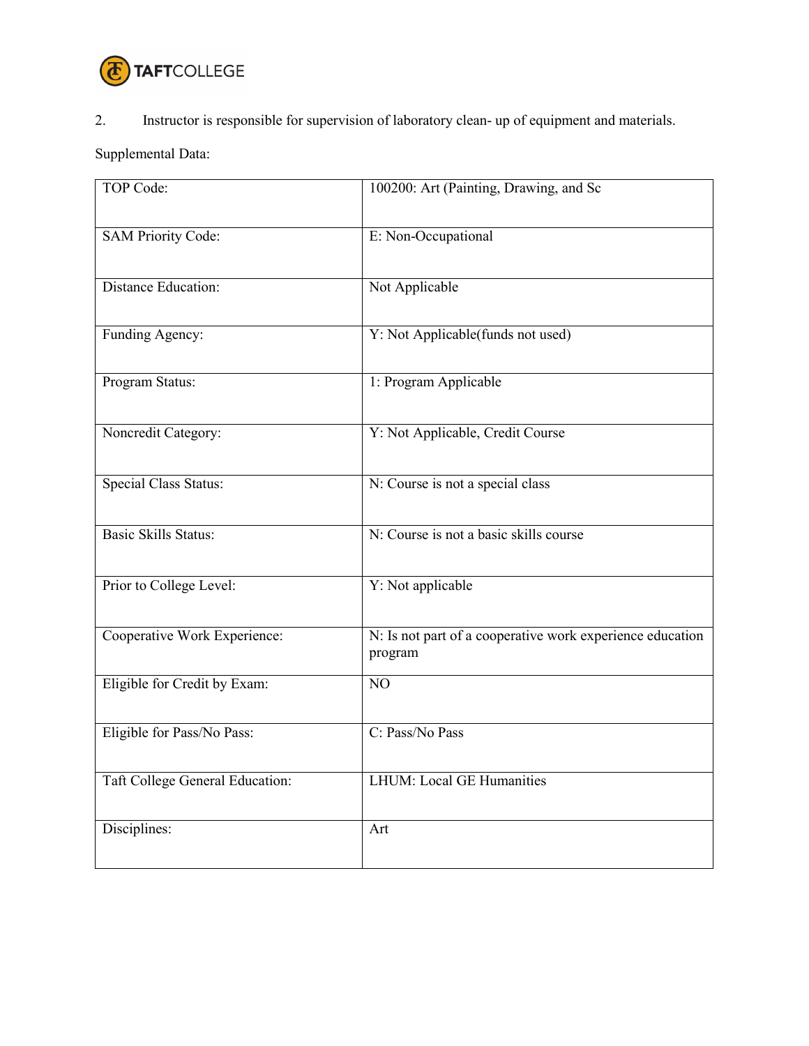2. Instructor is responsible for supervision of laboratory clean- up of equipment and materials.

Supplemental Data:

| | |
|---|---|
| TOP Code: | 100200: Art (Painting, Drawing, and Sc |
| SAM Priority Code: | E: Non-Occupational |
| Distance Education: | Not Applicable |
| Funding Agency: | Y: Not Applicable(funds not used) |
| Program Status: | 1: Program Applicable |
| Noncredit Category: | Y: Not Applicable, Credit Course |
| Special Class Status: | N: Course is not a special class |
| Basic Skills Status: | N: Course is not a basic skills course |
| Prior to College Level: | Y: Not applicable |
| Cooperative Work Experience: | N: Is not part of a cooperative work experience education program |
| Eligible for Credit by Exam: | NO |
| Eligible for Pass/No Pass: | C: Pass/No Pass |
| Taft College General Education: | LHUM: Local GE Humanities |
| Disciplines: | Art |